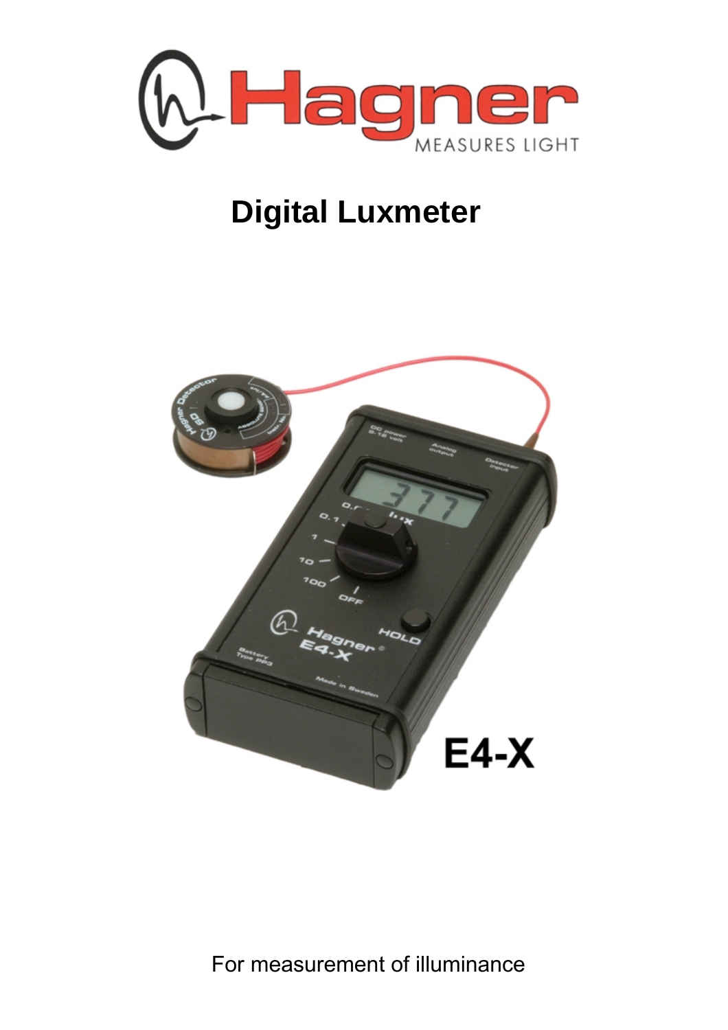# Digital Luxmeter

E4-X

For measurement of illuminance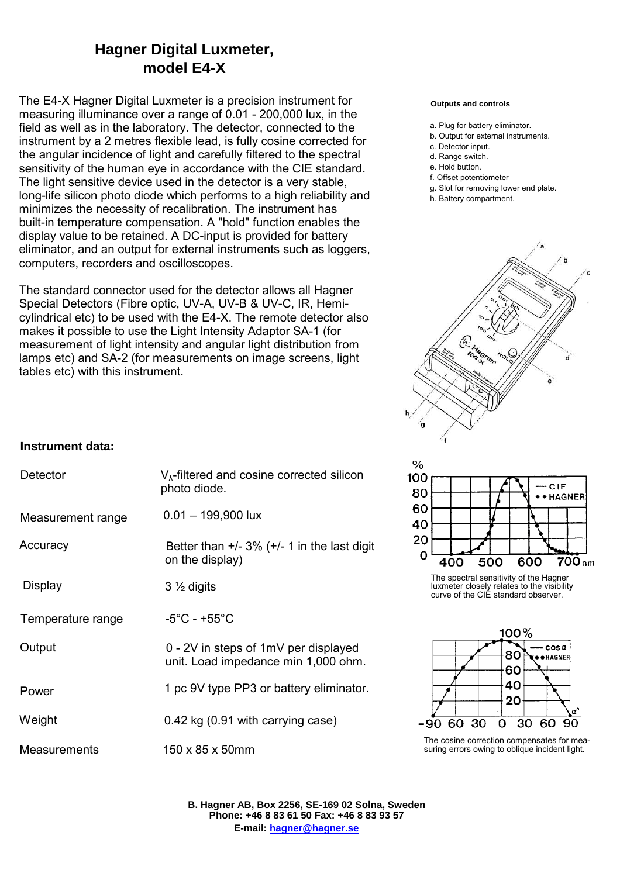# Hagner Digital Luxmeter, model E4-X

The E4-X Hagner Digital Luxmeter is a precision instrument for measuring illuminance over a range of 0.01 - 200,000 lux, in the field as well as in the laboratory. The detector, connected to the instrument by a 2 metres flexible lead, is fully cosine corrected for the angular incidence of light and carefully filtered to the spectral sensitivity of the human eye in accordance with the CIE standard. The light sensitive device used in the detector is a very stable, long-life silicon photo diode which performs to a high reliability and minimizes the necessity of recalibration. The instrument has built-in temperature compensation. A "hold" function enables the display value to be retained. A DC-input is provided for battery eliminator, and an output for external instruments such as loggers, computers, recorders and oscilloscopes.

The standard connector used for the detector allows all Hagner Special Detectors (Fibre optic, UV-A, UV-B & UV-C, IR, Hemi-cylindrical etc) to be used with the E4-X. The remote detector also makes it possible to use the Light Intensity Adaptor SA-1 (for measurement of light intensity and angular light distribution from lamps etc) and SA-2 (for measurements on image screens, light tables etc) with this instrument.

**Outputs and controls**

a. Plug for battery eliminator.
b. Output for external instruments.
c. Detector input.
d. Range switch.
e. Hold button.
f. Offset potentiometer
g. Slot for removing lower end plate.
h. Battery compartment.

a
b
c
d
e
f
g
h

### Instrument data:

| | |
|---|---|
| Detector | $V_\lambda$-filtered and cosine corrected silicon photo diode. |
| Measurement range | 0.01 – 199,900 lux |
| Accuracy | Better than +/- 3% (+/- 1 in the last digit on the display) |
| Display | 3 ½ digits |
| Temperature range | -5°C - +55°C |
| Output | 0 - 2V in steps of 1mV per displayed unit. Load impedance min 1,000 ohm. |
| Power | 1 pc 9V type PP3 or battery eliminator. |
| Weight | 0.42 kg (0.91 with carrying case) |
| Measurements | 150 x 85 x 50mm |

%
100
80
60
40
20
0
400 500 600 700 nm
CIE
HAGNER

The spectral sensitivity of the Hagner luxmeter closely relates to the visibility curve of the CIE standard observer.

100 %
80
60
40
20
-90 60 30 0 30 60 90
α°
cos α
HAGNER

The cosine correction compensates for measuring errors owing to oblique incident light.

**B. Hagner AB, Box 2256, SE-169 02 Solna, Sweden**
**Phone: +46 8 83 61 50 Fax: +46 8 83 93 57**
**E-mail: hagner@hagner.se**